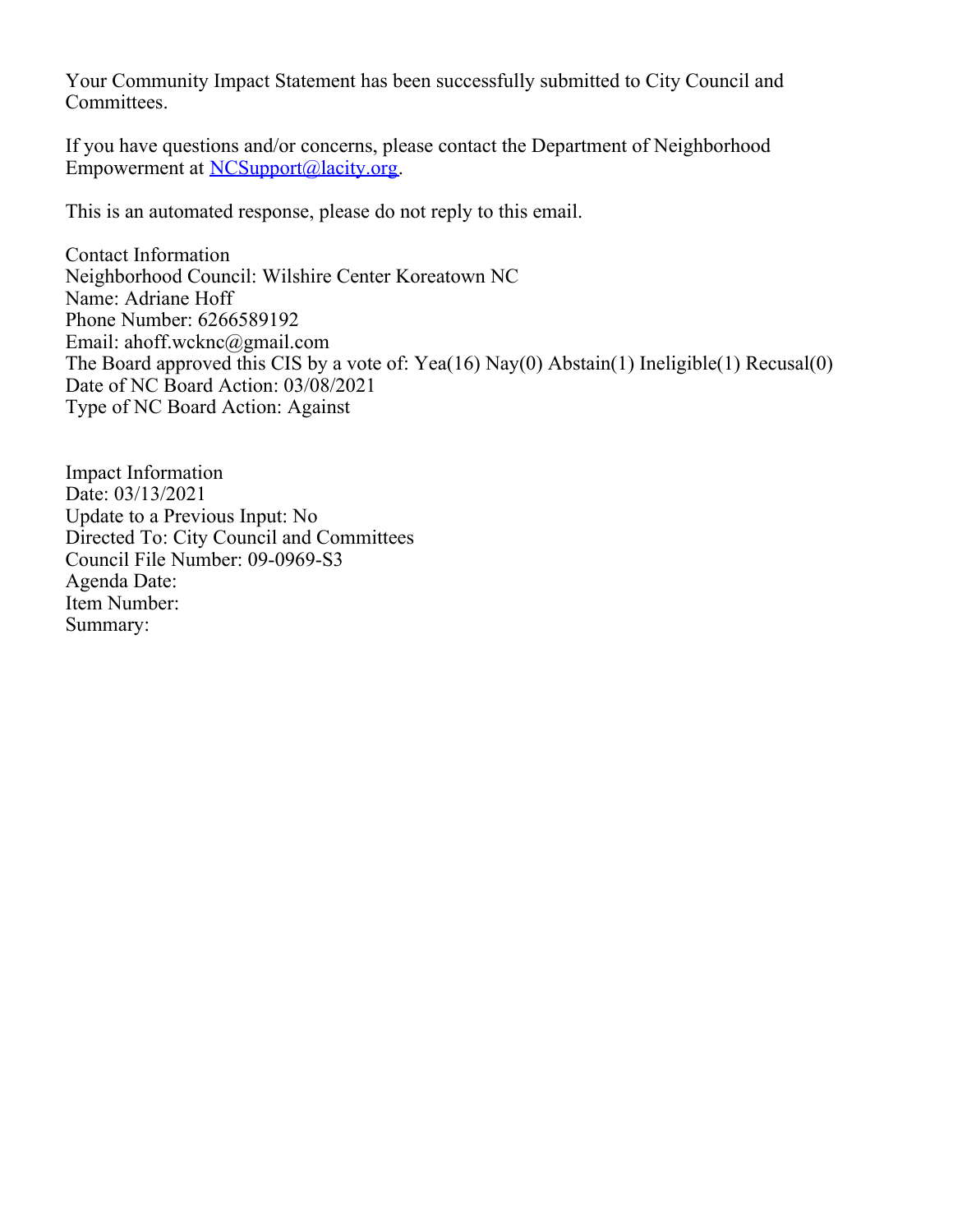Your Community Impact Statement has been successfully submitted to City Council and Committees.

If you have questions and/or concerns, please contact the Department of Neighborhood Empowerment at [NCSupport@lacity.org](mailto:NCSupport@lacity.org).

This is an automated response, please do not reply to this email.

Contact Information  
Neighborhood Council: Wilshire Center Koreatown NC  
Name: Adriane Hoff  
Phone Number: 6266589192  
Email: ahoff.wcknc@gmail.com  
The Board approved this CIS by a vote of: Yea(16) Nay(0) Abstain(1) Ineligible(1) Recusal(0)  
Date of NC Board Action: 03/08/2021  
Type of NC Board Action: Against

Impact Information  
Date: 03/13/2021  
Update to a Previous Input: No  
Directed To: City Council and Committees  
Council File Number: 09-0969-S3  
Agenda Date:  
Item Number:  
Summary: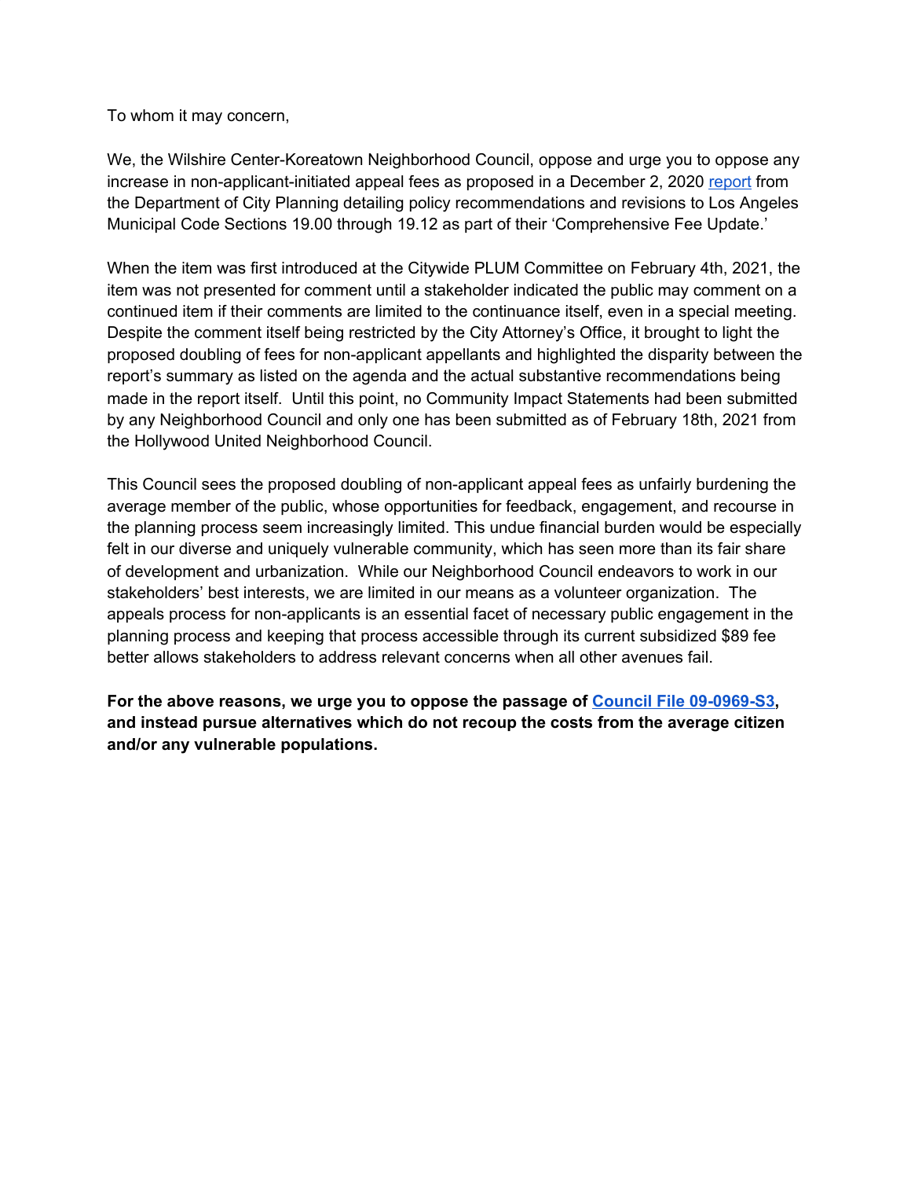To whom it may concern,

We, the Wilshire Center-Koreatown Neighborhood Council, oppose and urge you to oppose any increase in non-applicant-initiated appeal fees as proposed in a December 2, 2020 report from the Department of City Planning detailing policy recommendations and revisions to Los Angeles Municipal Code Sections 19.00 through 19.12 as part of their 'Comprehensive Fee Update.'

When the item was first introduced at the Citywide PLUM Committee on February 4th, 2021, the item was not presented for comment until a stakeholder indicated the public may comment on a continued item if their comments are limited to the continuance itself, even in a special meeting. Despite the comment itself being restricted by the City Attorney's Office, it brought to light the proposed doubling of fees for non-applicant appellants and highlighted the disparity between the report's summary as listed on the agenda and the actual substantive recommendations being made in the report itself. Until this point, no Community Impact Statements had been submitted by any Neighborhood Council and only one has been submitted as of February 18th, 2021 from the Hollywood United Neighborhood Council.

This Council sees the proposed doubling of non-applicant appeal fees as unfairly burdening the average member of the public, whose opportunities for feedback, engagement, and recourse in the planning process seem increasingly limited. This undue financial burden would be especially felt in our diverse and uniquely vulnerable community, which has seen more than its fair share of development and urbanization. While our Neighborhood Council endeavors to work in our stakeholders' best interests, we are limited in our means as a volunteer organization. The appeals process for non-applicants is an essential facet of necessary public engagement in the planning process and keeping that process accessible through its current subsidized $89 fee better allows stakeholders to address relevant concerns when all other avenues fail.

**For the above reasons, we urge you to oppose the passage of Council File 09-0969-S3, and instead pursue alternatives which do not recoup the costs from the average citizen and/or any vulnerable populations.**